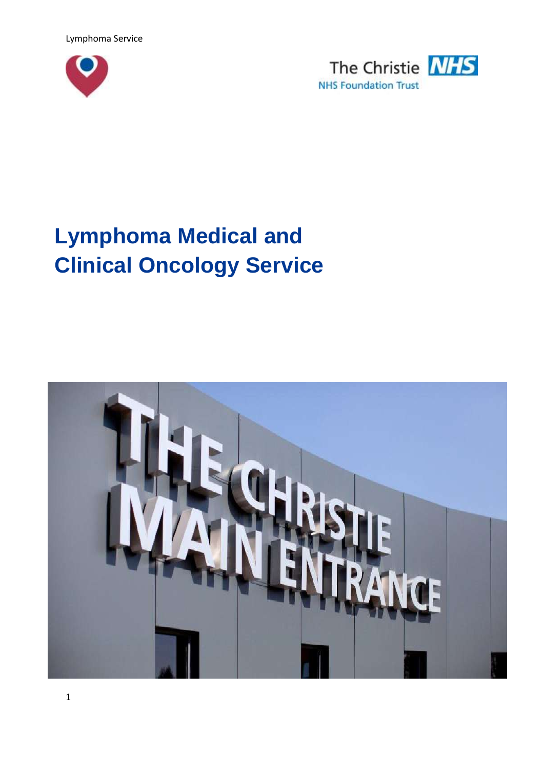# Lymphoma Medical and Clinical Oncology Service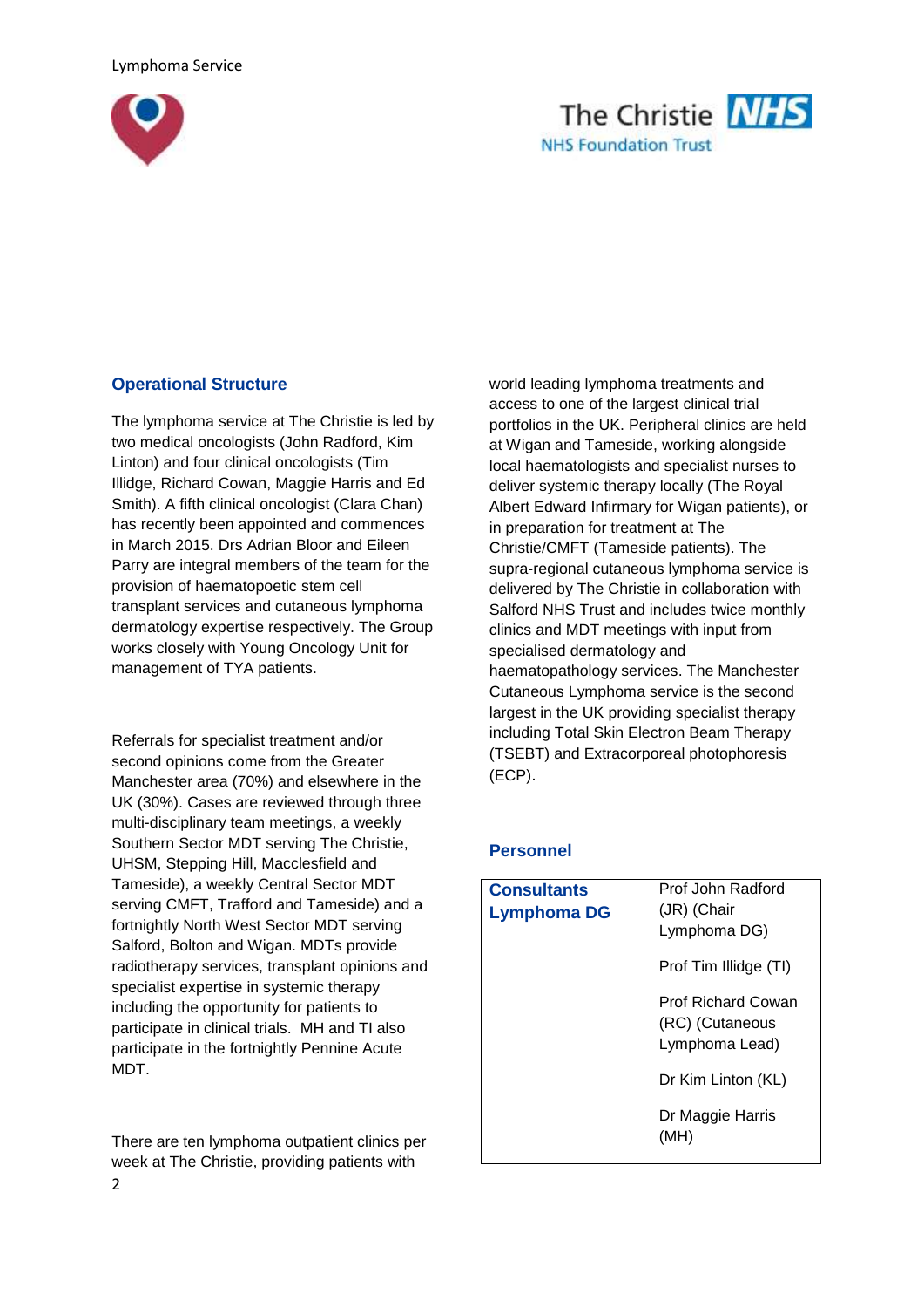## Operational Structure

The lymphoma service at The Christie is led by two medical oncologists (John Radford, Kim Linton) and four clinical oncologists (Tim Illidge, Richard Cowan, Maggie Harris and Ed Smith). A fifth clinical oncologist (Clara Chan) has recently been appointed and commences in March 2015. Drs Adrian Bloor and Eileen Parry are integral members of the team for the provision of haematopoetic stem cell transplant services and cutaneous lymphoma dermatology expertise respectively. The Group works closely with Young Oncology Unit for management of TYA patients.

Referrals for specialist treatment and/or second opinions come from the Greater Manchester area (70%) and elsewhere in the UK (30%). Cases are reviewed through three multi-disciplinary team meetings, a weekly Southern Sector MDT serving The Christie, UHSM, Stepping Hill, Macclesfield and Tameside), a weekly Central Sector MDT serving CMFT, Trafford and Tameside) and a fortnightly North West Sector MDT serving Salford, Bolton and Wigan. MDTs provide radiotherapy services, transplant opinions and specialist expertise in systemic therapy including the opportunity for patients to participate in clinical trials. MH and TI also participate in the fortnightly Pennine Acute MDT.

There are ten lymphoma outpatient clinics per week at The Christie, providing patients with world leading lymphoma treatments and access to one of the largest clinical trial portfolios in the UK. Peripheral clinics are held at Wigan and Tameside, working alongside local haematologists and specialist nurses to deliver systemic therapy locally (The Royal Albert Edward Infirmary for Wigan patients), or in preparation for treatment at The Christie/CMFT (Tameside patients). The supra-regional cutaneous lymphoma service is delivered by The Christie in collaboration with Salford NHS Trust and includes twice monthly clinics and MDT meetings with input from specialised dermatology and haematopathology services. The Manchester Cutaneous Lymphoma service is the second largest in the UK providing specialist therapy including Total Skin Electron Beam Therapy (TSEBT) and Extracorporeal photophoresis (ECP).

## Personnel

| **Consultants Lymphoma DG** | Prof John Radford (JR) (Chair Lymphoma DG) |
|---|---|
| | Prof Tim Illidge (TI) |
| | Prof Richard Cowan (RC) (Cutaneous Lymphoma Lead) |
| | Dr Kim Linton (KL) |
| | Dr Maggie Harris (MH) |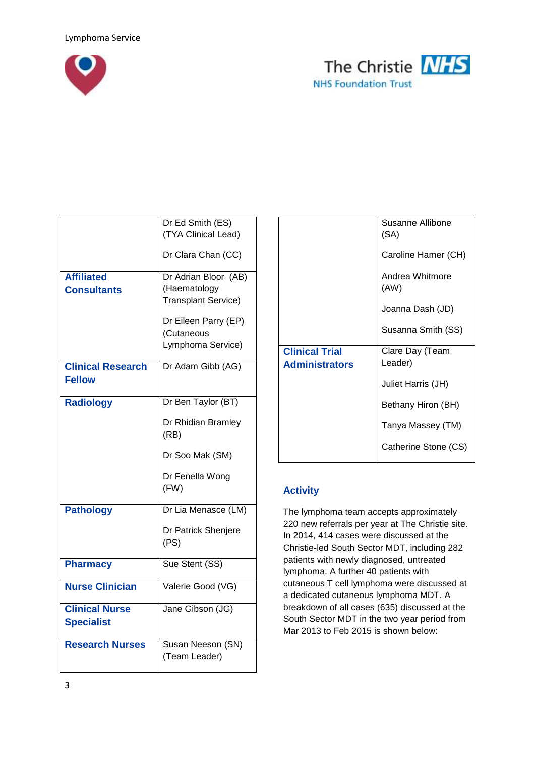| | |
|---|---|
| | Dr Ed Smith (ES) (TYA Clinical Lead)<br><br>Dr Clara Chan (CC) |
| **Affiliated Consultants** | Dr Adrian Bloor (AB) (Haematology Transplant Service)<br><br>Dr Eileen Parry (EP) (Cutaneous Lymphoma Service) |
| **Clinical Research Fellow** | Dr Adam Gibb (AG) |
| **Radiology** | Dr Ben Taylor (BT)<br><br>Dr Rhidian Bramley (RB)<br><br>Dr Soo Mak (SM)<br><br>Dr Fenella Wong (FW) |
| **Pathology** | Dr Lia Menasce (LM)<br><br>Dr Patrick Shenjere (PS) |
| **Pharmacy** | Sue Stent (SS) |
| **Nurse Clinician** | Valerie Good (VG) |
| **Clinical Nurse Specialist** | Jane Gibson (JG) |
| **Research Nurses** | Susan Neeson (SN) (Team Leader) |

| | |
|---|---|
| | Susanne Allibone (SA)<br><br>Caroline Hamer (CH)<br><br>Andrea Whitmore (AW)<br><br>Joanna Dash (JD)<br><br>Susanna Smith (SS) |
| **Clinical Trial Administrators** | Clare Day (Team Leader)<br><br>Juliet Harris (JH)<br><br>Bethany Hiron (BH)<br><br>Tanya Massey (TM)<br><br>Catherine Stone (CS) |

## Activity

The lymphoma team accepts approximately 220 new referrals per year at The Christie site. In 2014, 414 cases were discussed at the Christie-led South Sector MDT, including 282 patients with newly diagnosed, untreated lymphoma. A further 40 patients with cutaneous T cell lymphoma were discussed at a dedicated cutaneous lymphoma MDT. A breakdown of all cases (635) discussed at the South Sector MDT in the two year period from Mar 2013 to Feb 2015 is shown below: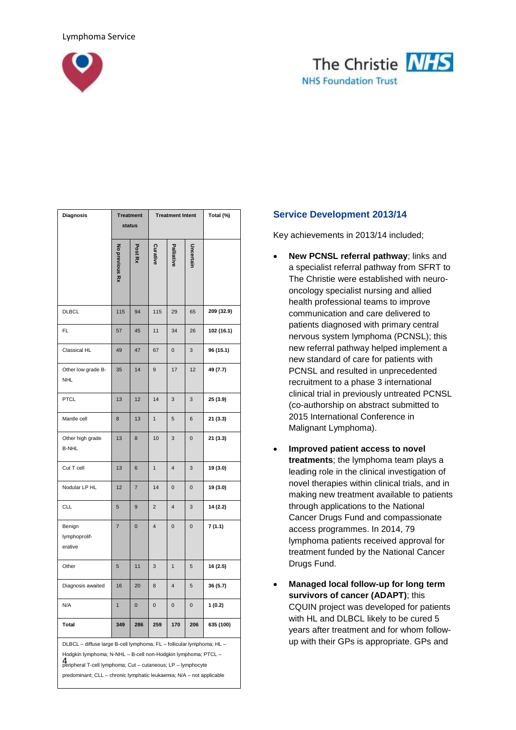| Diagnosis | Treatment status | | Treatment Intent | | | Total (%) |
|---|---|---|---|---|---|---|
| | No previous Rx | Post Rx | Curative | Palliative | Uncertain | |
| DLBCL | 115 | 94 | 115 | 29 | 65 | **209 (32.9)** |
| FL | 57 | 45 | 11 | 34 | 26 | **102 (16.1)** |
| Classical HL | 49 | 47 | 67 | 0 | 3 | **96 (15.1)** |
| Other low grade B-NHL | 35 | 14 | 9 | 17 | 12 | **49 (7.7)** |
| PTCL | 13 | 12 | 14 | 3 | 3 | **25 (3.9)** |
| Mantle cell | 8 | 13 | 1 | 5 | 6 | **21 (3.3)** |
| Other high grade B-NHL | 13 | 8 | 10 | 3 | 0 | **21 (3.3)** |
| Cut T cell | 13 | 6 | 1 | 4 | 3 | **19 (3.0)** |
| Nodular LP HL | 12 | 7 | 14 | 0 | 0 | **19 (3.0)** |
| CLL | 5 | 9 | 2 | 4 | 3 | **14 (2.2)** |
| Benign lymphoprolif-erative | 7 | 0 | 4 | 0 | 0 | **7 (1.1)** |
| Other | 5 | 11 | 3 | 1 | 5 | **16 (2.5)** |
| Diagnosis awaited | 16 | 20 | 8 | 4 | 5 | **36 (5.7)** |
| N/A | 1 | 0 | 0 | 0 | 0 | **1 (0.2)** |
| **Total** | **349** | **286** | **259** | **170** | **206** | **635 (100)** |

DLBCL – diffuse large B-cell lymphoma; FL – follicular lymphoma; HL – Hodgkin lymphoma; N-NHL – B-cell non-Hodgkin lymphoma; PTCL – peripheral T-cell lymphoma; Cut – cutaneous; LP – lymphocyte predominant; CLL – chronic lymphatic leukaemia; N/A – not applicable

## Service Development 2013/14

Key achievements in 2013/14 included;

- **New PCNSL referral pathway**; links and a specialist referral pathway from SFRT to The Christie were established with neuro-oncology specialist nursing and allied health professional teams to improve communication and care delivered to patients diagnosed with primary central nervous system lymphoma (PCNSL); this new referral pathway helped implement a new standard of care for patients with PCNSL and resulted in unprecedented recruitment to a phase 3 international clinical trial in previously untreated PCNSL (co-authorship on abstract submitted to 2015 International Conference in Malignant Lymphoma).

- **Improved patient access to novel treatments**; the lymphoma team plays a leading role in the clinical investigation of novel therapies within clinical trials, and in making new treatment available to patients through applications to the National Cancer Drugs Fund and compassionate access programmes. In 2014, 79 lymphoma patients received approval for treatment funded by the National Cancer Drugs Fund.

- **Managed local follow-up for long term survivors of cancer (ADAPT)**; this CQUIN project was developed for patients with HL and DLBCL likely to be cured 5 years after treatment and for whom follow-up with their GPs is appropriate. GPs and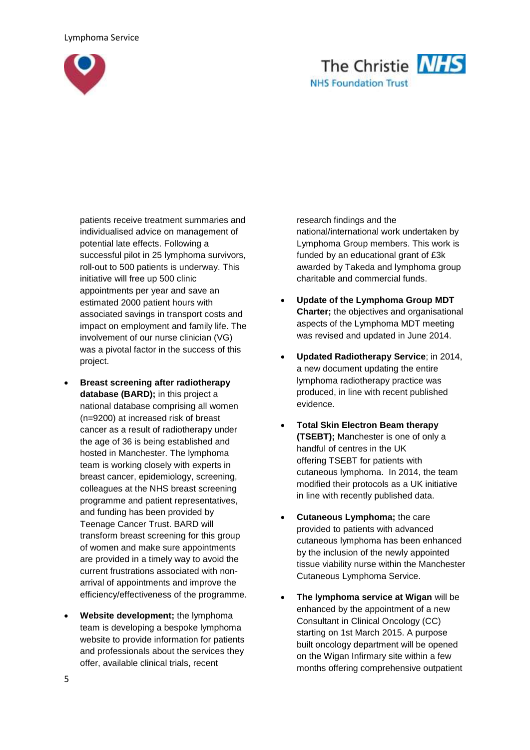patients receive treatment summaries and individualised advice on management of potential late effects. Following a successful pilot in 25 lymphoma survivors, roll-out to 500 patients is underway. This initiative will free up 500 clinic appointments per year and save an estimated 2000 patient hours with associated savings in transport costs and impact on employment and family life. The involvement of our nurse clinician (VG) was a pivotal factor in the success of this project.

- **Breast screening after radiotherapy database (BARD);** in this project a national database comprising all women (n=9200) at increased risk of breast cancer as a result of radiotherapy under the age of 36 is being established and hosted in Manchester. The lymphoma team is working closely with experts in breast cancer, epidemiology, screening, colleagues at the NHS breast screening programme and patient representatives, and funding has been provided by Teenage Cancer Trust. BARD will transform breast screening for this group of women and make sure appointments are provided in a timely way to avoid the current frustrations associated with non-arrival of appointments and improve the efficiency/effectiveness of the programme.

- **Website development;** the lymphoma team is developing a bespoke lymphoma website to provide information for patients and professionals about the services they offer, available clinical trials, recent research findings and the national/international work undertaken by Lymphoma Group members. This work is funded by an educational grant of £3k awarded by Takeda and lymphoma group charitable and commercial funds.

- **Update of the Lymphoma Group MDT Charter;** the objectives and organisational aspects of the Lymphoma MDT meeting was revised and updated in June 2014.

- **Updated Radiotherapy Service**; in 2014, a new document updating the entire lymphoma radiotherapy practice was produced, in line with recent published evidence.

- **Total Skin Electron Beam therapy (TSEBT);** Manchester is one of only a handful of centres in the UK offering TSEBT for patients with cutaneous lymphoma. In 2014, the team modified their protocols as a UK initiative in line with recently published data.

- **Cutaneous Lymphoma;** the care provided to patients with advanced cutaneous lymphoma has been enhanced by the inclusion of the newly appointed tissue viability nurse within the Manchester Cutaneous Lymphoma Service.

- **The lymphoma service at Wigan** will be enhanced by the appointment of a new Consultant in Clinical Oncology (CC) starting on 1st March 2015. A purpose built oncology department will be opened on the Wigan Infirmary site within a few months offering comprehensive outpatient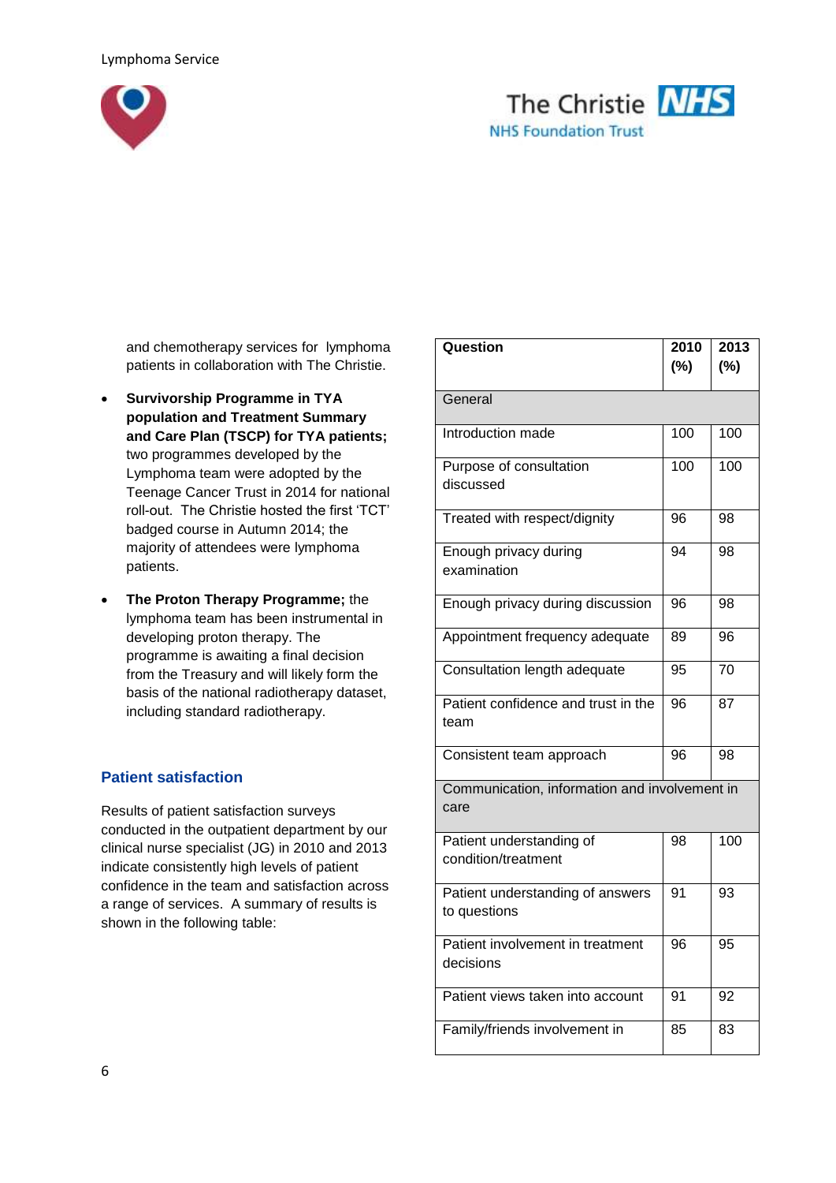and chemotherapy services for lymphoma patients in collaboration with The Christie.

- **Survivorship Programme in TYA population and Treatment Summary and Care Plan (TSCP) for TYA patients;** two programmes developed by the Lymphoma team were adopted by the Teenage Cancer Trust in 2014 for national roll-out. The Christie hosted the first 'TCT' badged course in Autumn 2014; the majority of attendees were lymphoma patients.
- **The Proton Therapy Programme;** the lymphoma team has been instrumental in developing proton therapy. The programme is awaiting a final decision from the Treasury and will likely form the basis of the national radiotherapy dataset, including standard radiotherapy.

## Patient satisfaction

Results of patient satisfaction surveys conducted in the outpatient department by our clinical nurse specialist (JG) in 2010 and 2013 indicate consistently high levels of patient confidence in the team and satisfaction across a range of services. A summary of results is shown in the following table:

| Question | 2010 (%) | 2013 (%) |
|---|---|---|
| General | | |
| Introduction made | 100 | 100 |
| Purpose of consultation discussed | 100 | 100 |
| Treated with respect/dignity | 96 | 98 |
| Enough privacy during examination | 94 | 98 |
| Enough privacy during discussion | 96 | 98 |
| Appointment frequency adequate | 89 | 96 |
| Consultation length adequate | 95 | 70 |
| Patient confidence and trust in the team | 96 | 87 |
| Consistent team approach | 96 | 98 |
| Communication, information and involvement in care | | |
| Patient understanding of condition/treatment | 98 | 100 |
| Patient understanding of answers to questions | 91 | 93 |
| Patient involvement in treatment decisions | 96 | 95 |
| Patient views taken into account | 91 | 92 |
| Family/friends involvement in | 85 | 83 |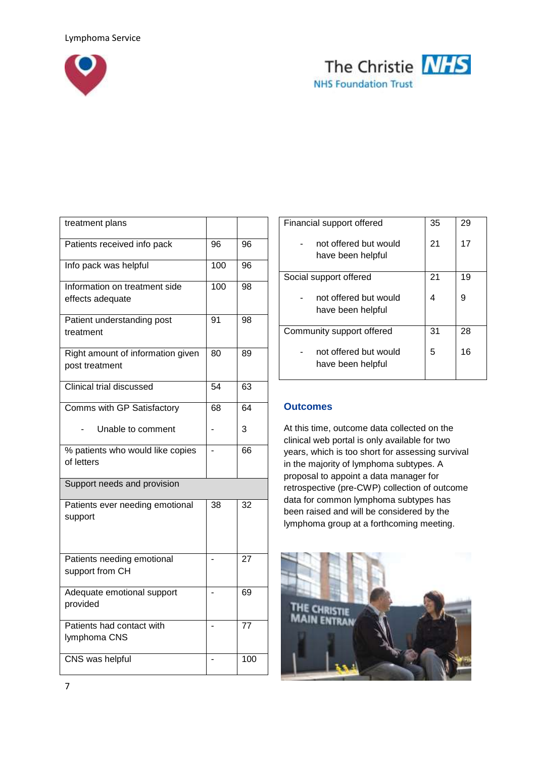| treatment plans | | |
|---|---|---|
| Patients received info pack | 96 | 96 |
| Info pack was helpful | 100 | 96 |
| Information on treatment side effects adequate | 100 | 98 |
| Patient understanding post treatment | 91 | 98 |
| Right amount of information given post treatment | 80 | 89 |
| Clinical trial discussed | 54 | 63 |
| Comms with GP Satisfactory | 68 | 64 |
| - Unable to comment | - | 3 |
| % patients who would like copies of letters | - | 66 |
| **Support needs and provision** | | |
| Patients ever needing emotional support | 38 | 32 |
| Patients needing emotional support from CH | - | 27 |
| Adequate emotional support provided | - | 69 |
| Patients had contact with lymphoma CNS | - | 77 |
| CNS was helpful | - | 100 |

| Financial support offered | 35 | 29 |
|---|---|---|
| - not offered but would have been helpful | 21 | 17 |
| Social support offered | 21 | 19 |
| - not offered but would have been helpful | 4 | 9 |
| Community support offered | 31 | 28 |
| - not offered but would have been helpful | 5 | 16 |

## Outcomes

At this time, outcome data collected on the clinical web portal is only available for two years, which is too short for assessing survival in the majority of lymphoma subtypes. A proposal to appoint a data manager for retrospective (pre-CWP) collection of outcome data for common lymphoma subtypes has been raised and will be considered by the lymphoma group at a forthcoming meeting.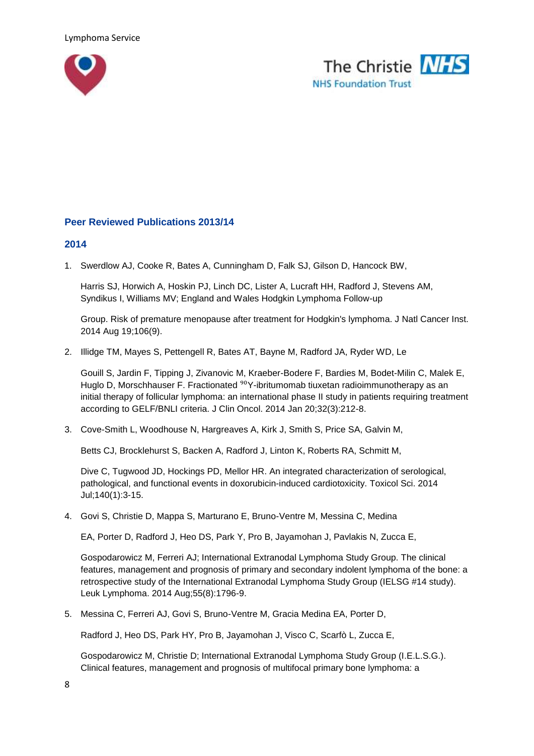## Peer Reviewed Publications 2013/14

### 2014

1. Swerdlow AJ, Cooke R, Bates A, Cunningham D, Falk SJ, Gilson D, Hancock BW, Harris SJ, Horwich A, Hoskin PJ, Linch DC, Lister A, Lucraft HH, Radford J, Stevens AM, Syndikus I, Williams MV; England and Wales Hodgkin Lymphoma Follow-up Group. Risk of premature menopause after treatment for Hodgkin's lymphoma. J Natl Cancer Inst. 2014 Aug 19;106(9).

2. Illidge TM, Mayes S, Pettengell R, Bates AT, Bayne M, Radford JA, Ryder WD, Le Gouill S, Jardin F, Tipping J, Zivanovic M, Kraeber-Bodere F, Bardies M, Bodet-Milin C, Malek E, Huglo D, Morschhauser F. Fractionated $^{90}$Y-ibritumomab tiuxetan radioimmunotherapy as an initial therapy of follicular lymphoma: an international phase II study in patients requiring treatment according to GELF/BNLI criteria. J Clin Oncol. 2014 Jan 20;32(3):212-8.

3. Cove-Smith L, Woodhouse N, Hargreaves A, Kirk J, Smith S, Price SA, Galvin M, Betts CJ, Brocklehurst S, Backen A, Radford J, Linton K, Roberts RA, Schmitt M, Dive C, Tugwood JD, Hockings PD, Mellor HR. An integrated characterization of serological, pathological, and functional events in doxorubicin-induced cardiotoxicity. Toxicol Sci. 2014 Jul;140(1):3-15.

4. Govi S, Christie D, Mappa S, Marturano E, Bruno-Ventre M, Messina C, Medina EA, Porter D, Radford J, Heo DS, Park Y, Pro B, Jayamohan J, Pavlakis N, Zucca E, Gospodarowicz M, Ferreri AJ; International Extranodal Lymphoma Study Group. The clinical features, management and prognosis of primary and secondary indolent lymphoma of the bone: a retrospective study of the International Extranodal Lymphoma Study Group (IELSG #14 study). Leuk Lymphoma. 2014 Aug;55(8):1796-9.

5. Messina C, Ferreri AJ, Govi S, Bruno-Ventre M, Gracia Medina EA, Porter D, Radford J, Heo DS, Park HY, Pro B, Jayamohan J, Visco C, Scarfò L, Zucca E, Gospodarowicz M, Christie D; International Extranodal Lymphoma Study Group (I.E.L.S.G.). Clinical features, management and prognosis of multifocal primary bone lymphoma: a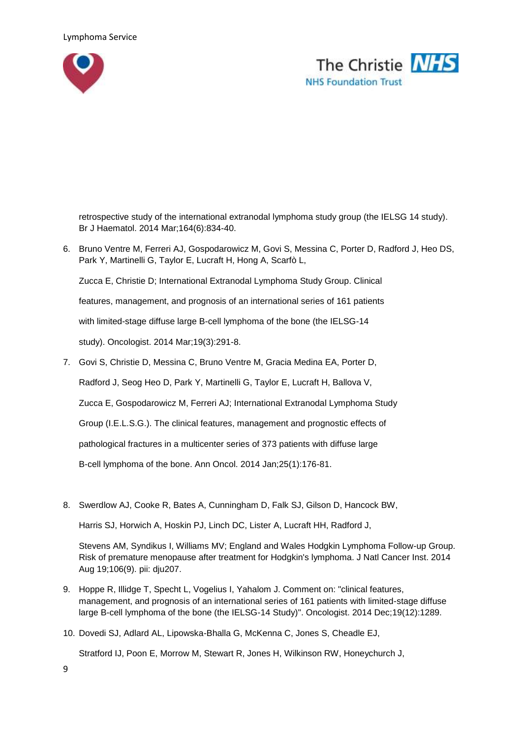retrospective study of the international extranodal lymphoma study group (the IELSG 14 study). Br J Haematol. 2014 Mar;164(6):834-40.

6. Bruno Ventre M, Ferreri AJ, Gospodarowicz M, Govi S, Messina C, Porter D, Radford J, Heo DS, Park Y, Martinelli G, Taylor E, Lucraft H, Hong A, Scarfò L, Zucca E, Christie D; International Extranodal Lymphoma Study Group. Clinical features, management, and prognosis of an international series of 161 patients with limited-stage diffuse large B-cell lymphoma of the bone (the IELSG-14 study). Oncologist. 2014 Mar;19(3):291-8.

7. Govi S, Christie D, Messina C, Bruno Ventre M, Gracia Medina EA, Porter D, Radford J, Seog Heo D, Park Y, Martinelli G, Taylor E, Lucraft H, Ballova V, Zucca E, Gospodarowicz M, Ferreri AJ; International Extranodal Lymphoma Study Group (I.E.L.S.G.). The clinical features, management and prognostic effects of pathological fractures in a multicenter series of 373 patients with diffuse large B-cell lymphoma of the bone. Ann Oncol. 2014 Jan;25(1):176-81.

8. Swerdlow AJ, Cooke R, Bates A, Cunningham D, Falk SJ, Gilson D, Hancock BW, Harris SJ, Horwich A, Hoskin PJ, Linch DC, Lister A, Lucraft HH, Radford J, Stevens AM, Syndikus I, Williams MV; England and Wales Hodgkin Lymphoma Follow-up Group. Risk of premature menopause after treatment for Hodgkin's lymphoma. J Natl Cancer Inst. 2014 Aug 19;106(9). pii: dju207.

9. Hoppe R, Illidge T, Specht L, Vogelius I, Yahalom J. Comment on: "clinical features, management, and prognosis of an international series of 161 patients with limited-stage diffuse large B-cell lymphoma of the bone (the IELSG-14 Study)". Oncologist. 2014 Dec;19(12):1289.

10. Dovedi SJ, Adlard AL, Lipowska-Bhalla G, McKenna C, Jones S, Cheadle EJ, Stratford IJ, Poon E, Morrow M, Stewart R, Jones H, Wilkinson RW, Honeychurch J,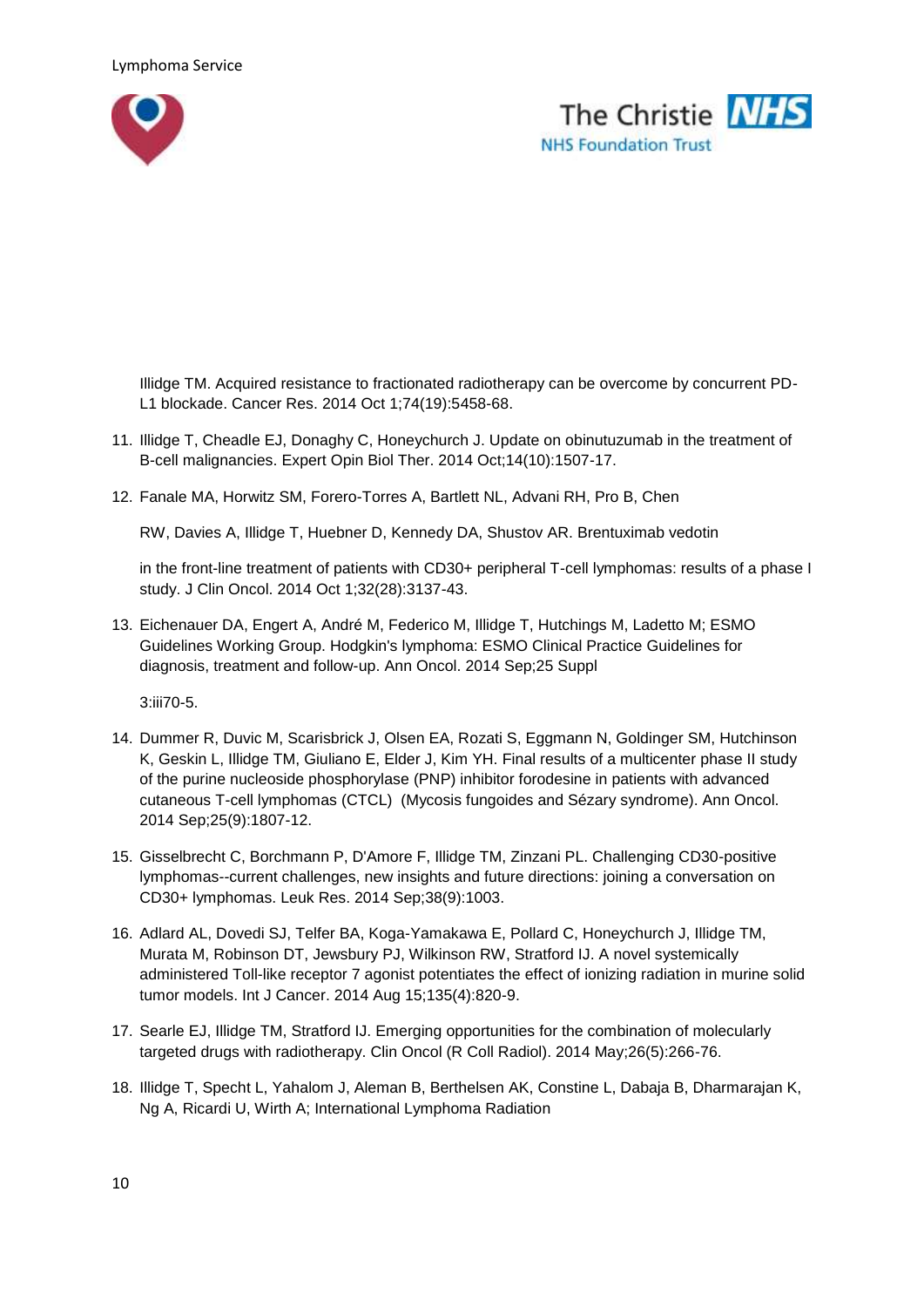Illidge TM. Acquired resistance to fractionated radiotherapy can be overcome by concurrent PD-L1 blockade. Cancer Res. 2014 Oct 1;74(19):5458-68.

11. Illidge T, Cheadle EJ, Donaghy C, Honeychurch J. Update on obinutuzumab in the treatment of B-cell malignancies. Expert Opin Biol Ther. 2014 Oct;14(10):1507-17.

12. Fanale MA, Horwitz SM, Forero-Torres A, Bartlett NL, Advani RH, Pro B, Chen

    RW, Davies A, Illidge T, Huebner D, Kennedy DA, Shustov AR. Brentuximab vedotin

    in the front-line treatment of patients with CD30+ peripheral T-cell lymphomas: results of a phase I study. J Clin Oncol. 2014 Oct 1;32(28):3137-43.

13. Eichenauer DA, Engert A, André M, Federico M, Illidge T, Hutchings M, Ladetto M; ESMO Guidelines Working Group. Hodgkin's lymphoma: ESMO Clinical Practice Guidelines for diagnosis, treatment and follow-up. Ann Oncol. 2014 Sep;25 Suppl

    3:iii70-5.

14. Dummer R, Duvic M, Scarisbrick J, Olsen EA, Rozati S, Eggmann N, Goldinger SM, Hutchinson K, Geskin L, Illidge TM, Giuliano E, Elder J, Kim YH. Final results of a multicenter phase II study of the purine nucleoside phosphorylase (PNP) inhibitor forodesine in patients with advanced cutaneous T-cell lymphomas (CTCL) (Mycosis fungoides and Sézary syndrome). Ann Oncol. 2014 Sep;25(9):1807-12.

15. Gisselbrecht C, Borchmann P, D'Amore F, Illidge TM, Zinzani PL. Challenging CD30-positive lymphomas--current challenges, new insights and future directions: joining a conversation on CD30+ lymphomas. Leuk Res. 2014 Sep;38(9):1003.

16. Adlard AL, Dovedi SJ, Telfer BA, Koga-Yamakawa E, Pollard C, Honeychurch J, Illidge TM, Murata M, Robinson DT, Jewsbury PJ, Wilkinson RW, Stratford IJ. A novel systemically administered Toll-like receptor 7 agonist potentiates the effect of ionizing radiation in murine solid tumor models. Int J Cancer. 2014 Aug 15;135(4):820-9.

17. Searle EJ, Illidge TM, Stratford IJ. Emerging opportunities for the combination of molecularly targeted drugs with radiotherapy. Clin Oncol (R Coll Radiol). 2014 May;26(5):266-76.

18. Illidge T, Specht L, Yahalom J, Aleman B, Berthelsen AK, Constine L, Dabaja B, Dharmarajan K, Ng A, Ricardi U, Wirth A; International Lymphoma Radiation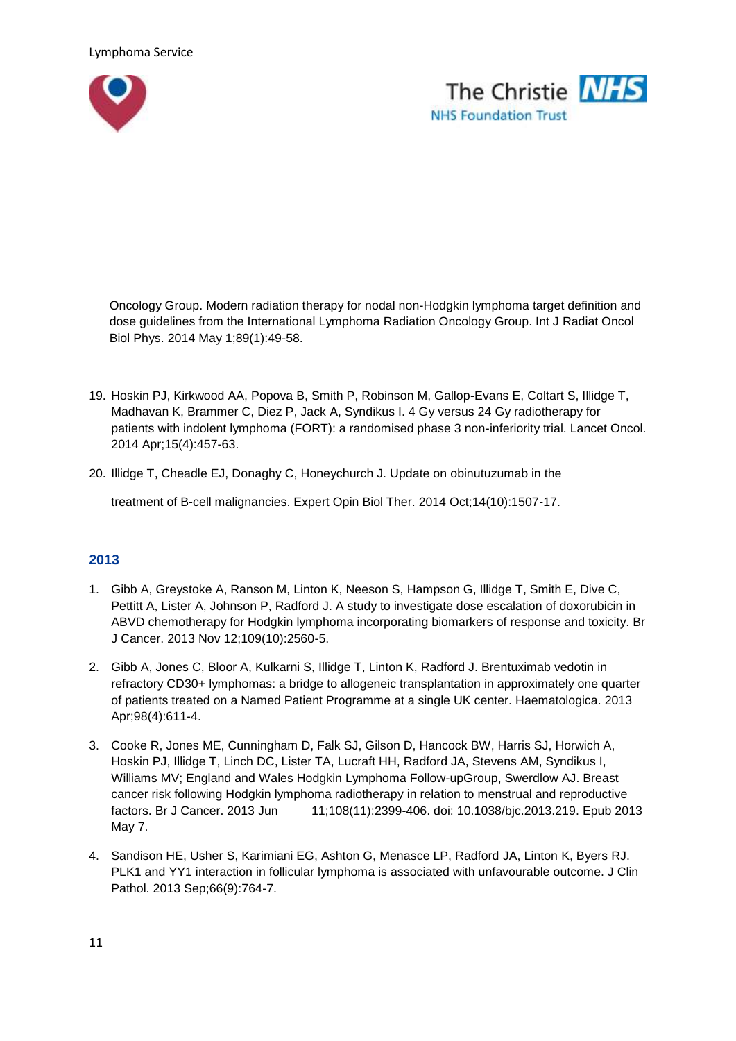Oncology Group. Modern radiation therapy for nodal non-Hodgkin lymphoma target definition and dose guidelines from the International Lymphoma Radiation Oncology Group. Int J Radiat Oncol Biol Phys. 2014 May 1;89(1):49-58.

19. Hoskin PJ, Kirkwood AA, Popova B, Smith P, Robinson M, Gallop-Evans E, Coltart S, Illidge T, Madhavan K, Brammer C, Diez P, Jack A, Syndikus I. 4 Gy versus 24 Gy radiotherapy for patients with indolent lymphoma (FORT): a randomised phase 3 non-inferiority trial. Lancet Oncol. 2014 Apr;15(4):457-63.

20. Illidge T, Cheadle EJ, Donaghy C, Honeychurch J. Update on obinutuzumab in the treatment of B-cell malignancies. Expert Opin Biol Ther. 2014 Oct;14(10):1507-17.

## 2013

1. Gibb A, Greystoke A, Ranson M, Linton K, Neeson S, Hampson G, Illidge T, Smith E, Dive C, Pettitt A, Lister A, Johnson P, Radford J. A study to investigate dose escalation of doxorubicin in ABVD chemotherapy for Hodgkin lymphoma incorporating biomarkers of response and toxicity. Br J Cancer. 2013 Nov 12;109(10):2560-5.

2. Gibb A, Jones C, Bloor A, Kulkarni S, Illidge T, Linton K, Radford J. Brentuximab vedotin in refractory CD30+ lymphomas: a bridge to allogeneic transplantation in approximately one quarter of patients treated on a Named Patient Programme at a single UK center. Haematologica. 2013 Apr;98(4):611-4.

3. Cooke R, Jones ME, Cunningham D, Falk SJ, Gilson D, Hancock BW, Harris SJ, Horwich A, Hoskin PJ, Illidge T, Linch DC, Lister TA, Lucraft HH, Radford JA, Stevens AM, Syndikus I, Williams MV; England and Wales Hodgkin Lymphoma Follow-upGroup, Swerdlow AJ. Breast cancer risk following Hodgkin lymphoma radiotherapy in relation to menstrual and reproductive factors. Br J Cancer. 2013 Jun 11;108(11):2399-406. doi: 10.1038/bjc.2013.219. Epub 2013 May 7.

4. Sandison HE, Usher S, Karimiani EG, Ashton G, Menasce LP, Radford JA, Linton K, Byers RJ. PLK1 and YY1 interaction in follicular lymphoma is associated with unfavourable outcome. J Clin Pathol. 2013 Sep;66(9):764-7.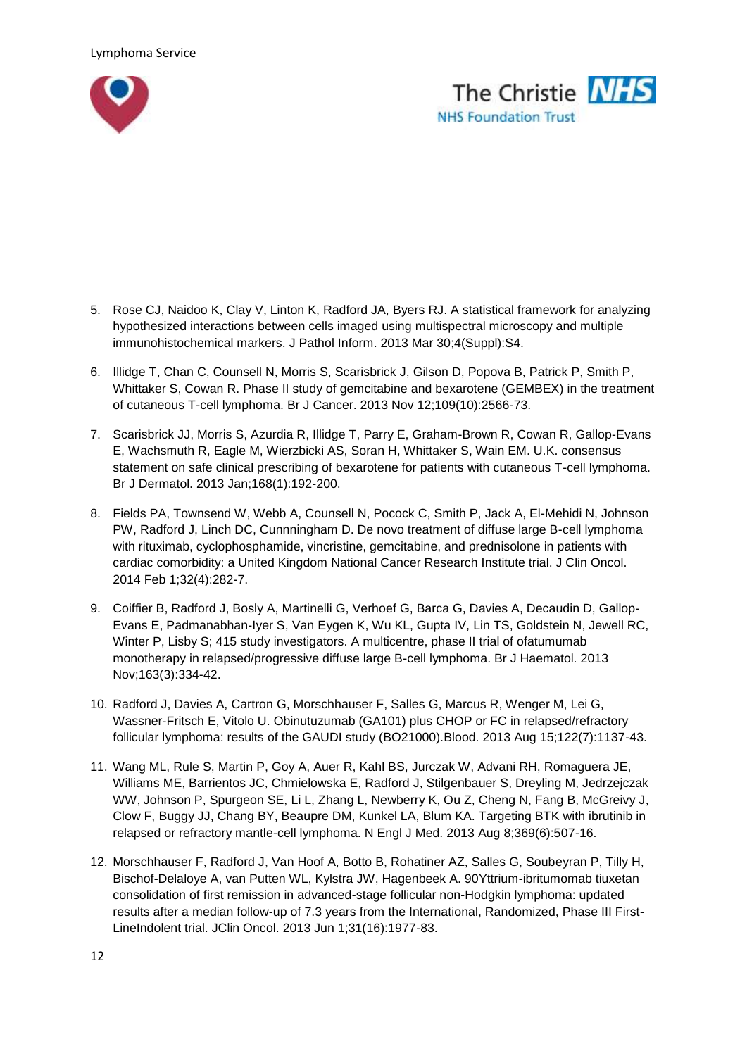5. Rose CJ, Naidoo K, Clay V, Linton K, Radford JA, Byers RJ. A statistical framework for analyzing hypothesized interactions between cells imaged using multispectral microscopy and multiple immunohistochemical markers. J Pathol Inform. 2013 Mar 30;4(Suppl):S4.

6. Illidge T, Chan C, Counsell N, Morris S, Scarisbrick J, Gilson D, Popova B, Patrick P, Smith P, Whittaker S, Cowan R. Phase II study of gemcitabine and bexarotene (GEMBEX) in the treatment of cutaneous T-cell lymphoma. Br J Cancer. 2013 Nov 12;109(10):2566-73.

7. Scarisbrick JJ, Morris S, Azurdia R, Illidge T, Parry E, Graham-Brown R, Cowan R, Gallop-Evans E, Wachsmuth R, Eagle M, Wierzbicki AS, Soran H, Whittaker S, Wain EM. U.K. consensus statement on safe clinical prescribing of bexarotene for patients with cutaneous T-cell lymphoma. Br J Dermatol. 2013 Jan;168(1):192-200.

8. Fields PA, Townsend W, Webb A, Counsell N, Pocock C, Smith P, Jack A, El-Mehidi N, Johnson PW, Radford J, Linch DC, Cunnningham D. De novo treatment of diffuse large B-cell lymphoma with rituximab, cyclophosphamide, vincristine, gemcitabine, and prednisolone in patients with cardiac comorbidity: a United Kingdom National Cancer Research Institute trial. J Clin Oncol. 2014 Feb 1;32(4):282-7.

9. Coiffier B, Radford J, Bosly A, Martinelli G, Verhoef G, Barca G, Davies A, Decaudin D, Gallop-Evans E, Padmanabhan-Iyer S, Van Eygen K, Wu KL, Gupta IV, Lin TS, Goldstein N, Jewell RC, Winter P, Lisby S; 415 study investigators. A multicentre, phase II trial of ofatumumab monotherapy in relapsed/progressive diffuse large B-cell lymphoma. Br J Haematol. 2013 Nov;163(3):334-42.

10. Radford J, Davies A, Cartron G, Morschhauser F, Salles G, Marcus R, Wenger M, Lei G, Wassner-Fritsch E, Vitolo U. Obinutuzumab (GA101) plus CHOP or FC in relapsed/refractory follicular lymphoma: results of the GAUDI study (BO21000).Blood. 2013 Aug 15;122(7):1137-43.

11. Wang ML, Rule S, Martin P, Goy A, Auer R, Kahl BS, Jurczak W, Advani RH, Romaguera JE, Williams ME, Barrientos JC, Chmielowska E, Radford J, Stilgenbauer S, Dreyling M, Jedrzejczak WW, Johnson P, Spurgeon SE, Li L, Zhang L, Newberry K, Ou Z, Cheng N, Fang B, McGreivy J, Clow F, Buggy JJ, Chang BY, Beaupre DM, Kunkel LA, Blum KA. Targeting BTK with ibrutinib in relapsed or refractory mantle-cell lymphoma. N Engl J Med. 2013 Aug 8;369(6):507-16.

12. Morschhauser F, Radford J, Van Hoof A, Botto B, Rohatiner AZ, Salles G, Soubeyran P, Tilly H, Bischof-Delaloye A, van Putten WL, Kylstra JW, Hagenbeek A. 90Yttrium-ibritumomab tiuxetan consolidation of first remission in advanced-stage follicular non-Hodgkin lymphoma: updated results after a median follow-up of 7.3 years from the International, Randomized, Phase III First-LineIndolent trial. JClin Oncol. 2013 Jun 1;31(16):1977-83.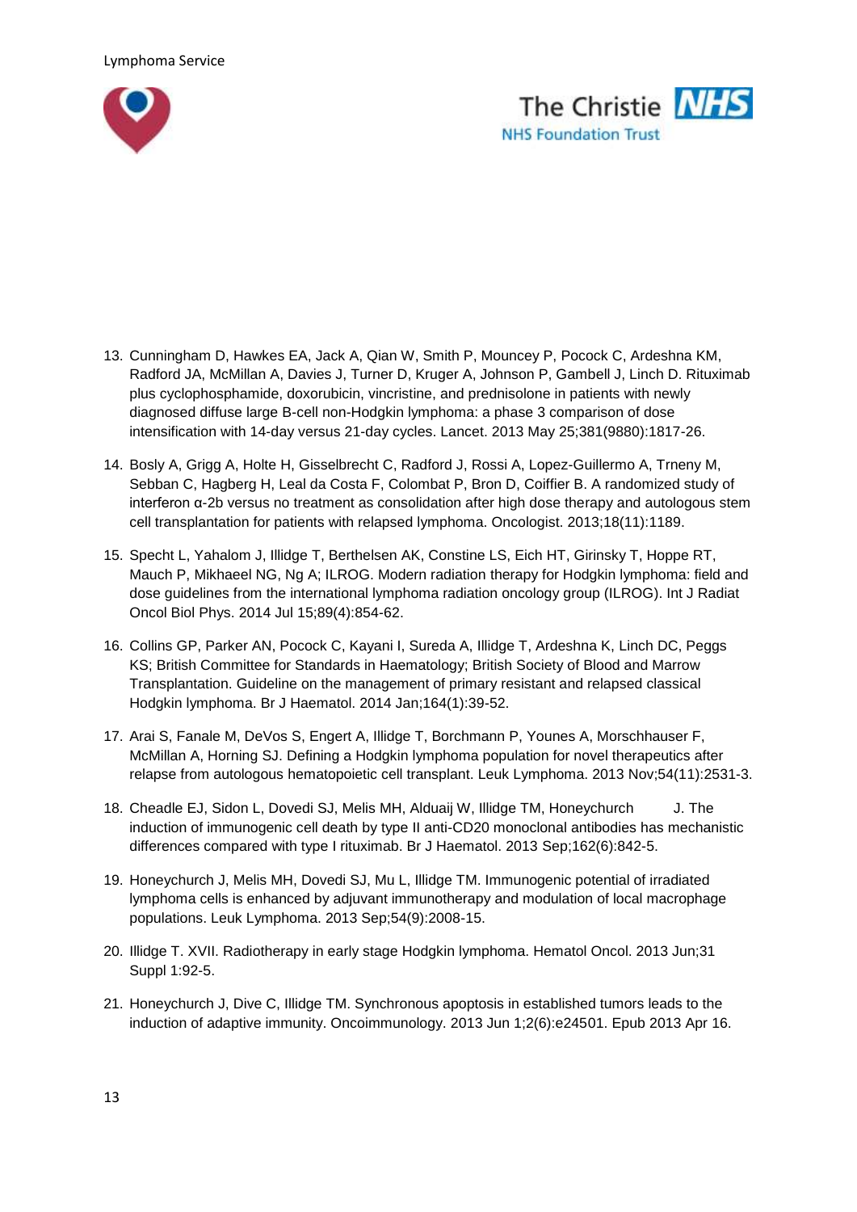13. Cunningham D, Hawkes EA, Jack A, Qian W, Smith P, Mouncey P, Pocock C, Ardeshna KM, Radford JA, McMillan A, Davies J, Turner D, Kruger A, Johnson P, Gambell J, Linch D. Rituximab plus cyclophosphamide, doxorubicin, vincristine, and prednisolone in patients with newly diagnosed diffuse large B-cell non-Hodgkin lymphoma: a phase 3 comparison of dose intensification with 14-day versus 21-day cycles. Lancet. 2013 May 25;381(9880):1817-26.

14. Bosly A, Grigg A, Holte H, Gisselbrecht C, Radford J, Rossi A, Lopez-Guillermo A, Trneny M, Sebban C, Hagberg H, Leal da Costa F, Colombat P, Bron D, Coiffier B. A randomized study of interferon α-2b versus no treatment as consolidation after high dose therapy and autologous stem cell transplantation for patients with relapsed lymphoma. Oncologist. 2013;18(11):1189.

15. Specht L, Yahalom J, Illidge T, Berthelsen AK, Constine LS, Eich HT, Girinsky T, Hoppe RT, Mauch P, Mikhaeel NG, Ng A; ILROG. Modern radiation therapy for Hodgkin lymphoma: field and dose guidelines from the international lymphoma radiation oncology group (ILROG). Int J Radiat Oncol Biol Phys. 2014 Jul 15;89(4):854-62.

16. Collins GP, Parker AN, Pocock C, Kayani I, Sureda A, Illidge T, Ardeshna K, Linch DC, Peggs KS; British Committee for Standards in Haematology; British Society of Blood and Marrow Transplantation. Guideline on the management of primary resistant and relapsed classical Hodgkin lymphoma. Br J Haematol. 2014 Jan;164(1):39-52.

17. Arai S, Fanale M, DeVos S, Engert A, Illidge T, Borchmann P, Younes A, Morschhauser F, McMillan A, Horning SJ. Defining a Hodgkin lymphoma population for novel therapeutics after relapse from autologous hematopoietic cell transplant. Leuk Lymphoma. 2013 Nov;54(11):2531-3.

18. Cheadle EJ, Sidon L, Dovedi SJ, Melis MH, Alduaij W, Illidge TM, Honeychurch J. The induction of immunogenic cell death by type II anti-CD20 monoclonal antibodies has mechanistic differences compared with type I rituximab. Br J Haematol. 2013 Sep;162(6):842-5.

19. Honeychurch J, Melis MH, Dovedi SJ, Mu L, Illidge TM. Immunogenic potential of irradiated lymphoma cells is enhanced by adjuvant immunotherapy and modulation of local macrophage populations. Leuk Lymphoma. 2013 Sep;54(9):2008-15.

20. Illidge T. XVII. Radiotherapy in early stage Hodgkin lymphoma. Hematol Oncol. 2013 Jun;31 Suppl 1:92-5.

21. Honeychurch J, Dive C, Illidge TM. Synchronous apoptosis in established tumors leads to the induction of adaptive immunity. Oncoimmunology. 2013 Jun 1;2(6):e24501. Epub 2013 Apr 16.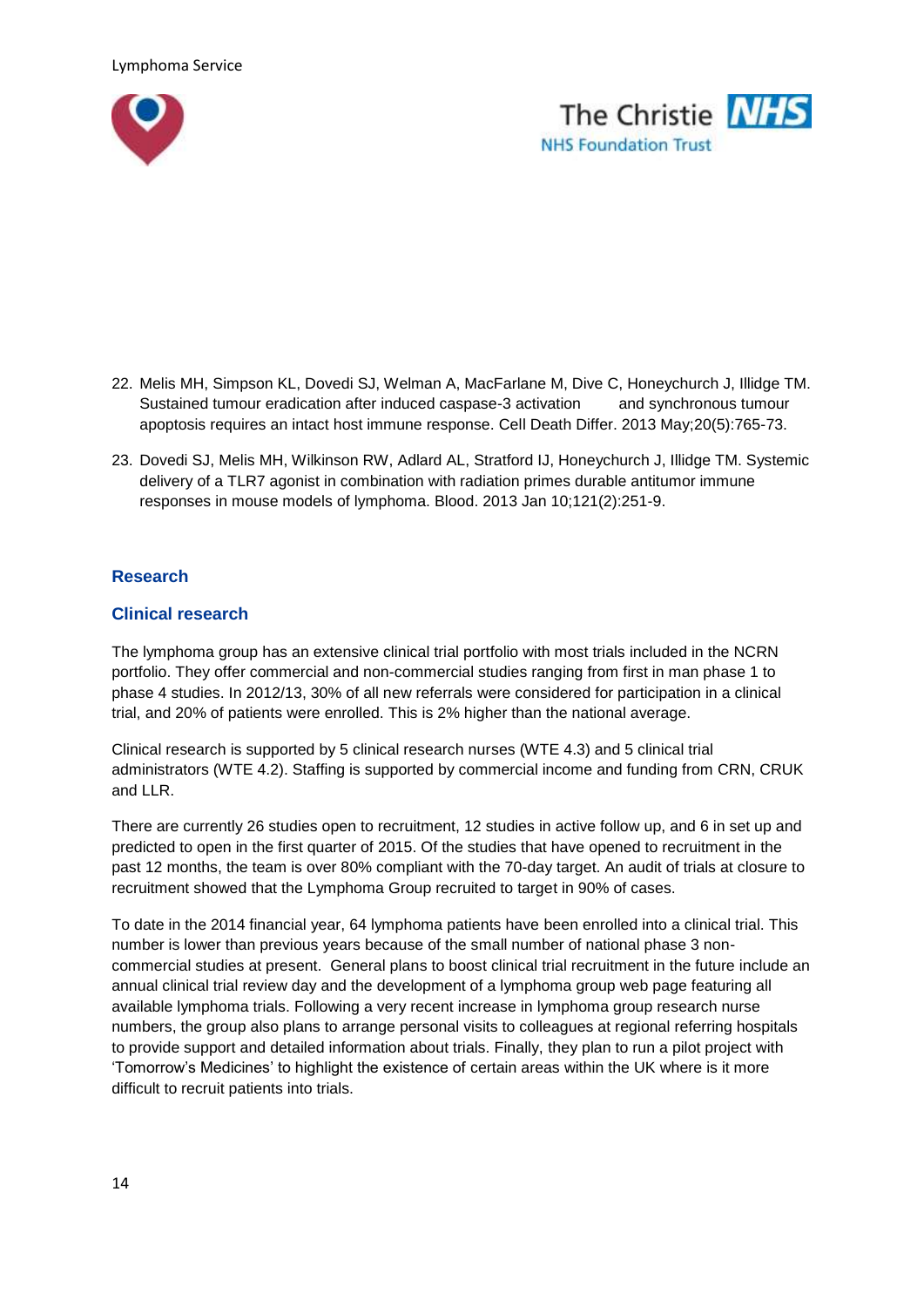22. Melis MH, Simpson KL, Dovedi SJ, Welman A, MacFarlane M, Dive C, Honeychurch J, Illidge TM. Sustained tumour eradication after induced caspase-3 activation and synchronous tumour apoptosis requires an intact host immune response. Cell Death Differ. 2013 May;20(5):765-73.

23. Dovedi SJ, Melis MH, Wilkinson RW, Adlard AL, Stratford IJ, Honeychurch J, Illidge TM. Systemic delivery of a TLR7 agonist in combination with radiation primes durable antitumor immune responses in mouse models of lymphoma. Blood. 2013 Jan 10;121(2):251-9.

## Research

### Clinical research

The lymphoma group has an extensive clinical trial portfolio with most trials included in the NCRN portfolio. They offer commercial and non-commercial studies ranging from first in man phase 1 to phase 4 studies. In 2012/13, 30% of all new referrals were considered for participation in a clinical trial, and 20% of patients were enrolled. This is 2% higher than the national average.

Clinical research is supported by 5 clinical research nurses (WTE 4.3) and 5 clinical trial administrators (WTE 4.2). Staffing is supported by commercial income and funding from CRN, CRUK and LLR.

There are currently 26 studies open to recruitment, 12 studies in active follow up, and 6 in set up and predicted to open in the first quarter of 2015. Of the studies that have opened to recruitment in the past 12 months, the team is over 80% compliant with the 70-day target. An audit of trials at closure to recruitment showed that the Lymphoma Group recruited to target in 90% of cases.

To date in the 2014 financial year, 64 lymphoma patients have been enrolled into a clinical trial. This number is lower than previous years because of the small number of national phase 3 non-commercial studies at present. General plans to boost clinical trial recruitment in the future include an annual clinical trial review day and the development of a lymphoma group web page featuring all available lymphoma trials. Following a very recent increase in lymphoma group research nurse numbers, the group also plans to arrange personal visits to colleagues at regional referring hospitals to provide support and detailed information about trials. Finally, they plan to run a pilot project with 'Tomorrow's Medicines' to highlight the existence of certain areas within the UK where is it more difficult to recruit patients into trials.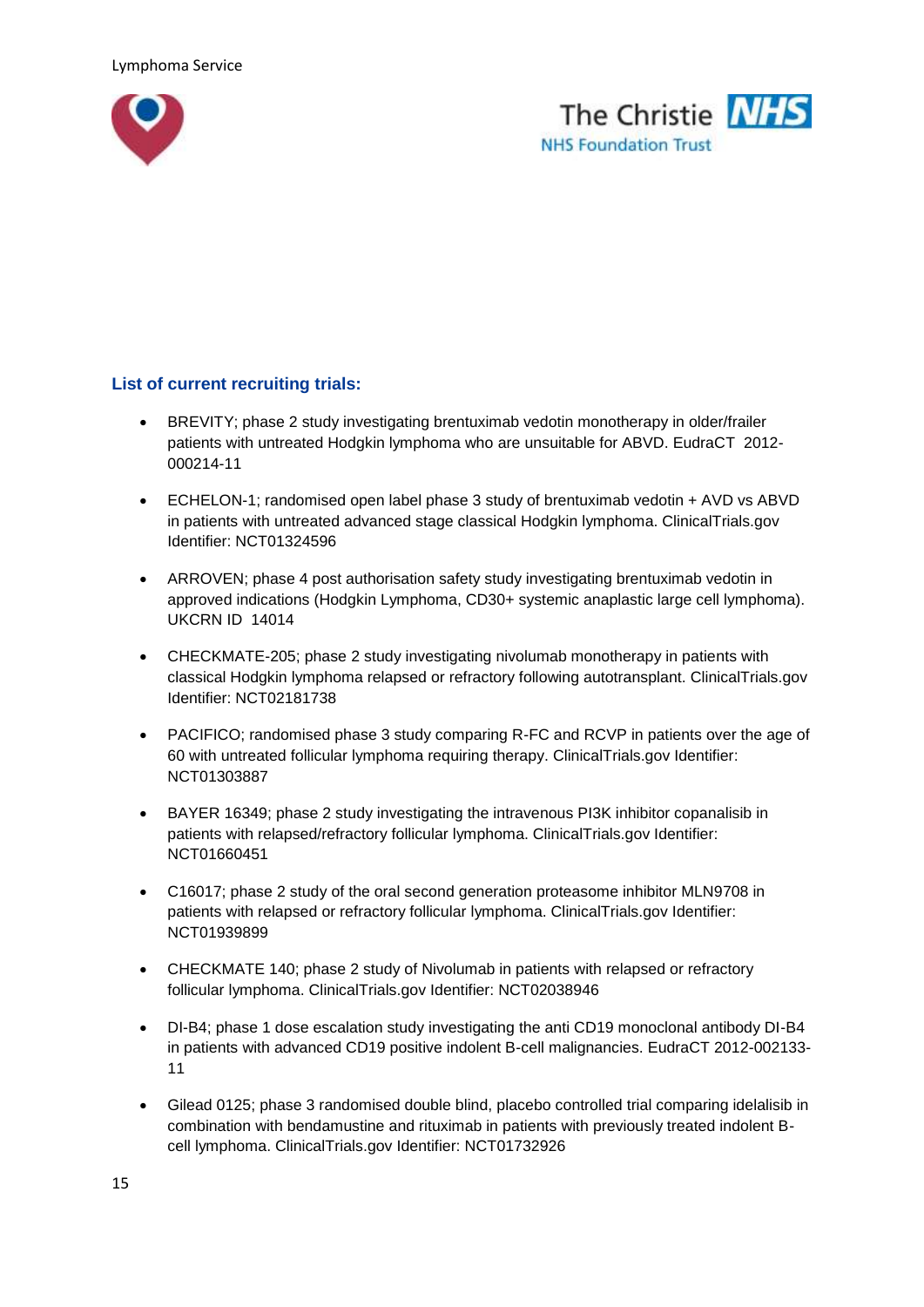## List of current recruiting trials:

- BREVITY; phase 2 study investigating brentuximab vedotin monotherapy in older/frailer patients with untreated Hodgkin lymphoma who are unsuitable for ABVD. EudraCT 2012-000214-11
- ECHELON-1; randomised open label phase 3 study of brentuximab vedotin + AVD vs ABVD in patients with untreated advanced stage classical Hodgkin lymphoma. ClinicalTrials.gov Identifier: NCT01324596
- ARROVEN; phase 4 post authorisation safety study investigating brentuximab vedotin in approved indications (Hodgkin Lymphoma, CD30+ systemic anaplastic large cell lymphoma). UKCRN ID 14014
- CHECKMATE-205; phase 2 study investigating nivolumab monotherapy in patients with classical Hodgkin lymphoma relapsed or refractory following autotransplant. ClinicalTrials.gov Identifier: NCT02181738
- PACIFICO; randomised phase 3 study comparing R-FC and RCVP in patients over the age of 60 with untreated follicular lymphoma requiring therapy. ClinicalTrials.gov Identifier: NCT01303887
- BAYER 16349; phase 2 study investigating the intravenous PI3K inhibitor copanalisib in patients with relapsed/refractory follicular lymphoma. ClinicalTrials.gov Identifier: NCT01660451
- C16017; phase 2 study of the oral second generation proteasome inhibitor MLN9708 in patients with relapsed or refractory follicular lymphoma. ClinicalTrials.gov Identifier: NCT01939899
- CHECKMATE 140; phase 2 study of Nivolumab in patients with relapsed or refractory follicular lymphoma. ClinicalTrials.gov Identifier: NCT02038946
- DI-B4; phase 1 dose escalation study investigating the anti CD19 monoclonal antibody DI-B4 in patients with advanced CD19 positive indolent B-cell malignancies. EudraCT 2012-002133-11
- Gilead 0125; phase 3 randomised double blind, placebo controlled trial comparing idelalisib in combination with bendamustine and rituximab in patients with previously treated indolent B-cell lymphoma. ClinicalTrials.gov Identifier: NCT01732926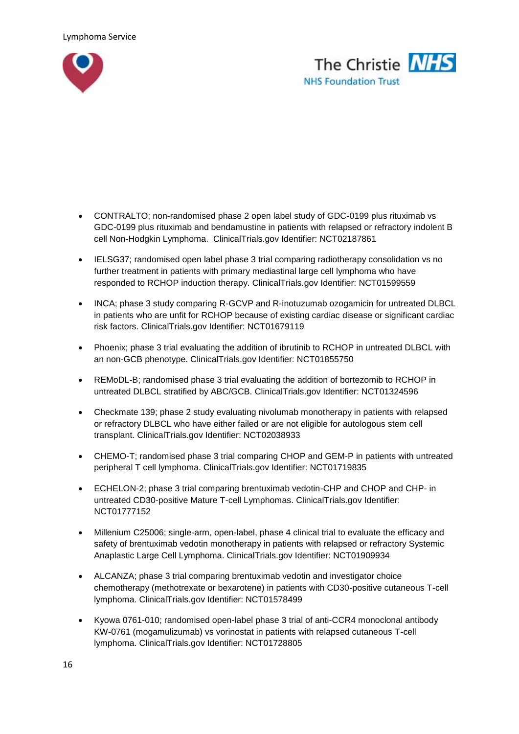- CONTRALTO; non-randomised phase 2 open label study of GDC-0199 plus rituximab vs GDC-0199 plus rituximab and bendamustine in patients with relapsed or refractory indolent B cell Non-Hodgkin Lymphoma.  ClinicalTrials.gov Identifier: NCT02187861

- IELSG37; randomised open label phase 3 trial comparing radiotherapy consolidation vs no further treatment in patients with primary mediastinal large cell lymphoma who have responded to RCHOP induction therapy. ClinicalTrials.gov Identifier: NCT01599559

- INCA; phase 3 study comparing R-GCVP and R-inotuzumab ozogamicin for untreated DLBCL in patients who are unfit for RCHOP because of existing cardiac disease or significant cardiac risk factors. ClinicalTrials.gov Identifier: NCT01679119

- Phoenix; phase 3 trial evaluating the addition of ibrutinib to RCHOP in untreated DLBCL with an non-GCB phenotype. ClinicalTrials.gov Identifier: NCT01855750

- REMoDL-B; randomised phase 3 trial evaluating the addition of bortezomib to RCHOP in untreated DLBCL stratified by ABC/GCB. ClinicalTrials.gov Identifier: NCT01324596

- Checkmate 139; phase 2 study evaluating nivolumab monotherapy in patients with relapsed or refractory DLBCL who have either failed or are not eligible for autologous stem cell transplant. ClinicalTrials.gov Identifier: NCT02038933

- CHEMO-T; randomised phase 3 trial comparing CHOP and GEM-P in patients with untreated peripheral T cell lymphoma. ClinicalTrials.gov Identifier: NCT01719835

- ECHELON-2; phase 3 trial comparing brentuximab vedotin-CHP and CHOP and CHP- in untreated CD30-positive Mature T-cell Lymphomas. ClinicalTrials.gov Identifier: NCT01777152

- Millenium C25006; single-arm, open-label, phase 4 clinical trial to evaluate the efficacy and safety of brentuximab vedotin monotherapy in patients with relapsed or refractory Systemic Anaplastic Large Cell Lymphoma. ClinicalTrials.gov Identifier: NCT01909934

- ALCANZA; phase 3 trial comparing brentuximab vedotin and investigator choice chemotherapy (methotrexate or bexarotene) in patients with CD30-positive cutaneous T-cell lymphoma. ClinicalTrials.gov Identifier: NCT01578499

- Kyowa 0761-010; randomised open-label phase 3 trial of anti-CCR4 monoclonal antibody KW-0761 (mogamulizumab) vs vorinostat in patients with relapsed cutaneous T-cell lymphoma. ClinicalTrials.gov Identifier: NCT01728805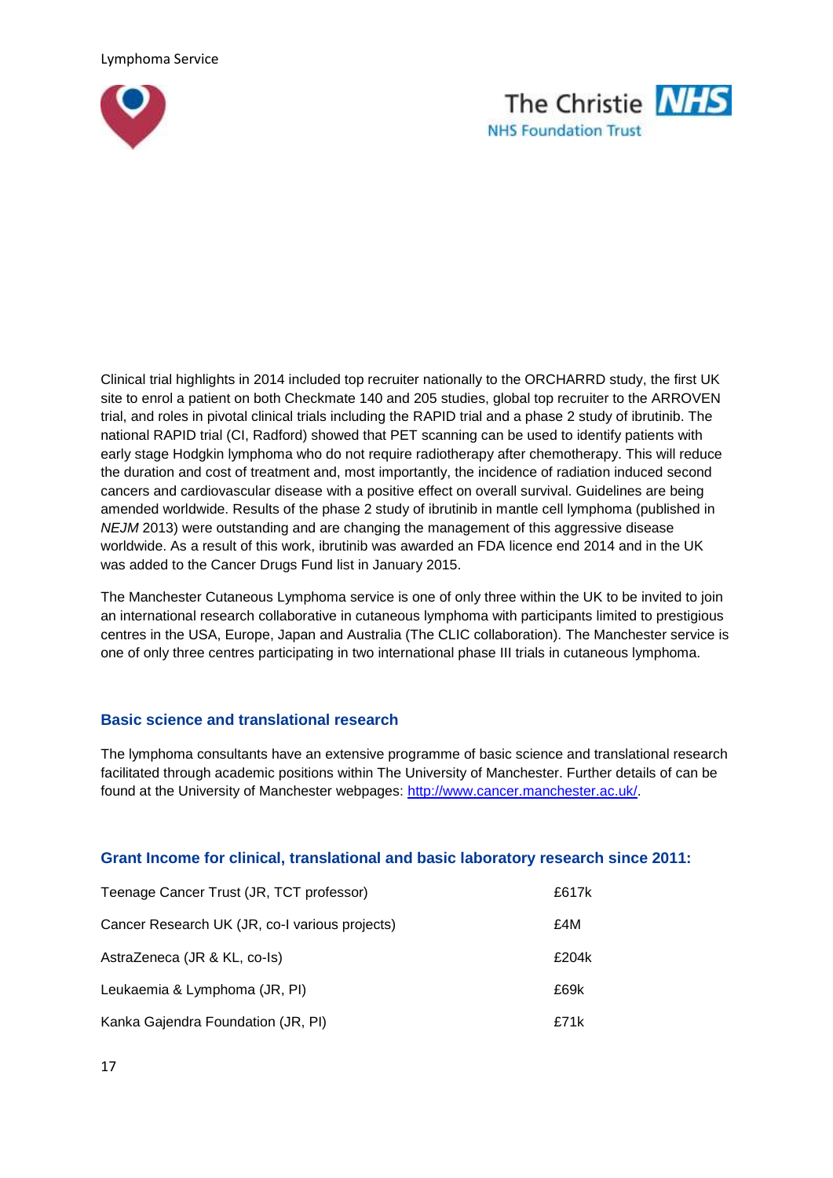Clinical trial highlights in 2014 included top recruiter nationally to the ORCHARRD study, the first UK site to enrol a patient on both Checkmate 140 and 205 studies, global top recruiter to the ARROVEN trial, and roles in pivotal clinical trials including the RAPID trial and a phase 2 study of ibrutinib. The national RAPID trial (CI, Radford) showed that PET scanning can be used to identify patients with early stage Hodgkin lymphoma who do not require radiotherapy after chemotherapy. This will reduce the duration and cost of treatment and, most importantly, the incidence of radiation induced second cancers and cardiovascular disease with a positive effect on overall survival. Guidelines are being amended worldwide. Results of the phase 2 study of ibrutinib in mantle cell lymphoma (published in *NEJM* 2013) were outstanding and are changing the management of this aggressive disease worldwide. As a result of this work, ibrutinib was awarded an FDA licence end 2014 and in the UK was added to the Cancer Drugs Fund list in January 2015.

The Manchester Cutaneous Lymphoma service is one of only three within the UK to be invited to join an international research collaborative in cutaneous lymphoma with participants limited to prestigious centres in the USA, Europe, Japan and Australia (The CLIC collaboration). The Manchester service is one of only three centres participating in two international phase III trials in cutaneous lymphoma.

## Basic science and translational research

The lymphoma consultants have an extensive programme of basic science and translational research facilitated through academic positions within The University of Manchester. Further details of can be found at the University of Manchester webpages: [http://www.cancer.manchester.ac.uk/](http://www.cancer.manchester.ac.uk/).

## Grant Income for clinical, translational and basic laboratory research since 2011:

| | |
|---|---|
| Teenage Cancer Trust (JR, TCT professor) | £617k |
| Cancer Research UK (JR, co-I various projects) | £4M |
| AstraZeneca (JR & KL, co-Is) | £204k |
| Leukaemia & Lymphoma (JR, PI) | £69k |
| Kanka Gajendra Foundation (JR, PI) | £71k |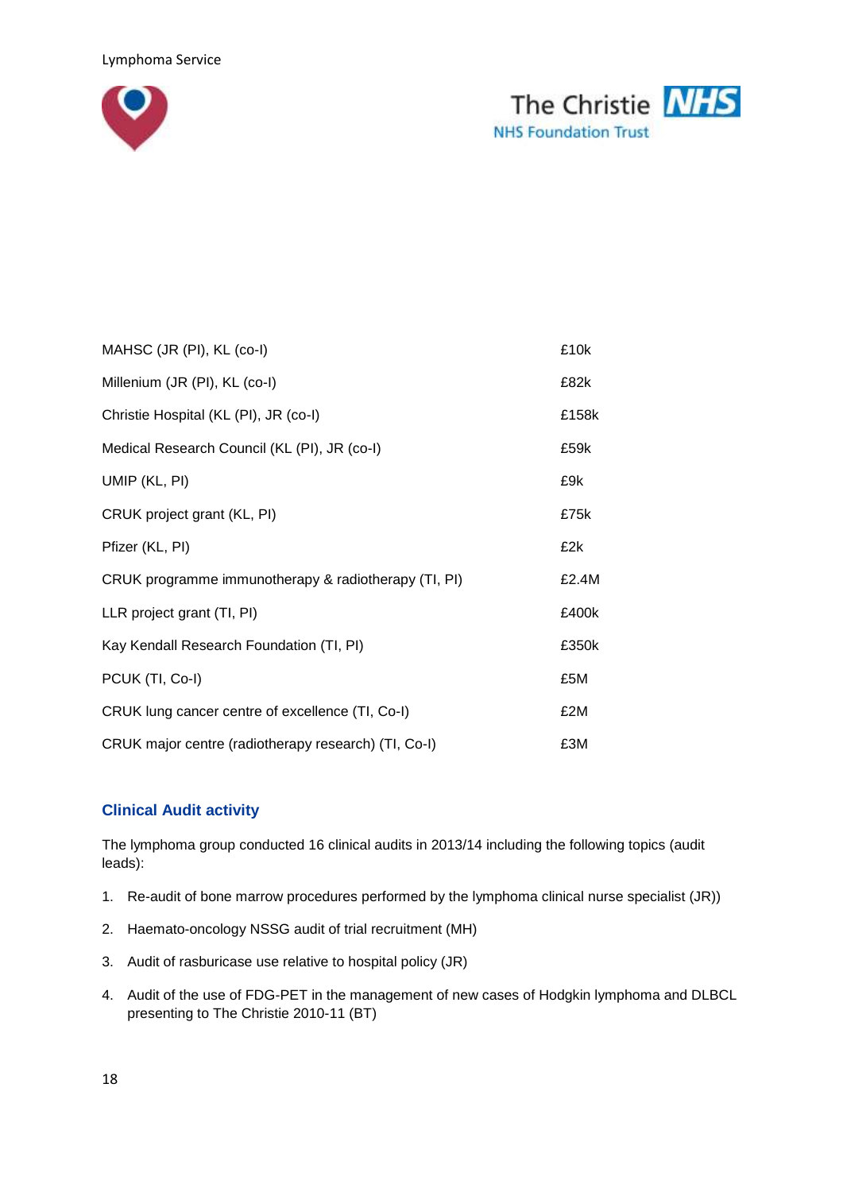| | |
|---|---|
| MAHSC (JR (PI), KL (co-I) | £10k |
| Millenium (JR (PI), KL (co-I) | £82k |
| Christie Hospital (KL (PI), JR (co-I) | £158k |
| Medical Research Council (KL (PI), JR (co-I) | £59k |
| UMIP (KL, PI) | £9k |
| CRUK project grant (KL, PI) | £75k |
| Pfizer (KL, PI) | £2k |
| CRUK programme immunotherapy & radiotherapy (TI, PI) | £2.4M |
| LLR project grant (TI, PI) | £400k |
| Kay Kendall Research Foundation (TI, PI) | £350k |
| PCUK (TI, Co-I) | £5M |
| CRUK lung cancer centre of excellence (TI, Co-I) | £2M |
| CRUK major centre (radiotherapy research) (TI, Co-I) | £3M |

## Clinical Audit activity

The lymphoma group conducted 16 clinical audits in 2013/14 including the following topics (audit leads):

1. Re-audit of bone marrow procedures performed by the lymphoma clinical nurse specialist (JR))
2. Haemato-oncology NSSG audit of trial recruitment (MH)
3. Audit of rasburicase use relative to hospital policy (JR)
4. Audit of the use of FDG-PET in the management of new cases of Hodgkin lymphoma and DLBCL presenting to The Christie 2010-11 (BT)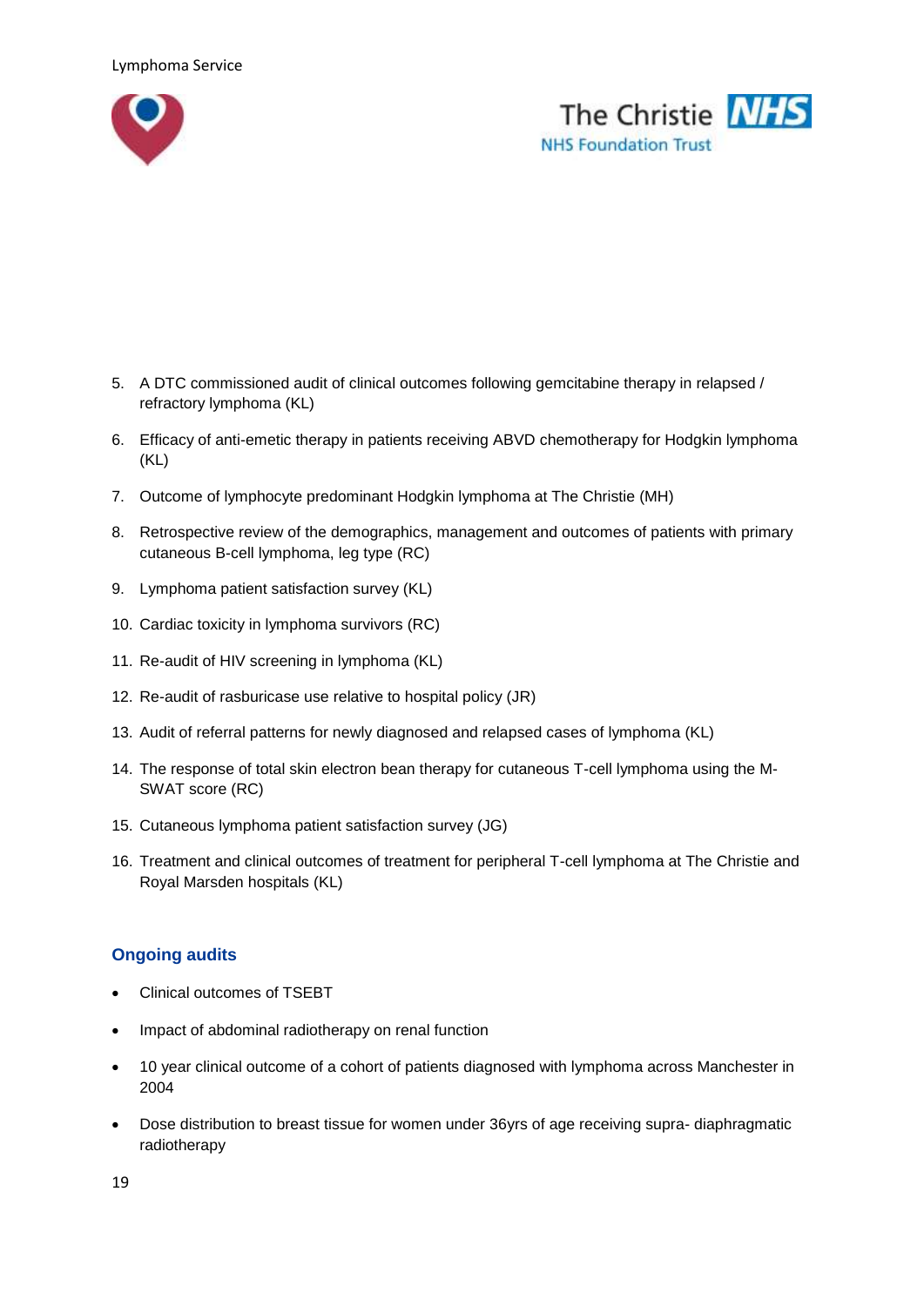5. A DTC commissioned audit of clinical outcomes following gemcitabine therapy in relapsed / refractory lymphoma (KL)
6. Efficacy of anti-emetic therapy in patients receiving ABVD chemotherapy for Hodgkin lymphoma (KL)
7. Outcome of lymphocyte predominant Hodgkin lymphoma at The Christie (MH)
8. Retrospective review of the demographics, management and outcomes of patients with primary cutaneous B-cell lymphoma, leg type (RC)
9. Lymphoma patient satisfaction survey (KL)
10. Cardiac toxicity in lymphoma survivors (RC)
11. Re-audit of HIV screening in lymphoma (KL)
12. Re-audit of rasburicase use relative to hospital policy (JR)
13. Audit of referral patterns for newly diagnosed and relapsed cases of lymphoma (KL)
14. The response of total skin electron bean therapy for cutaneous T-cell lymphoma using the M-SWAT score (RC)
15. Cutaneous lymphoma patient satisfaction survey (JG)
16. Treatment and clinical outcomes of treatment for peripheral T-cell lymphoma at The Christie and Royal Marsden hospitals (KL)

## Ongoing audits

- Clinical outcomes of TSEBT
- Impact of abdominal radiotherapy on renal function
- 10 year clinical outcome of a cohort of patients diagnosed with lymphoma across Manchester in 2004
- Dose distribution to breast tissue for women under 36yrs of age receiving supra- diaphragmatic radiotherapy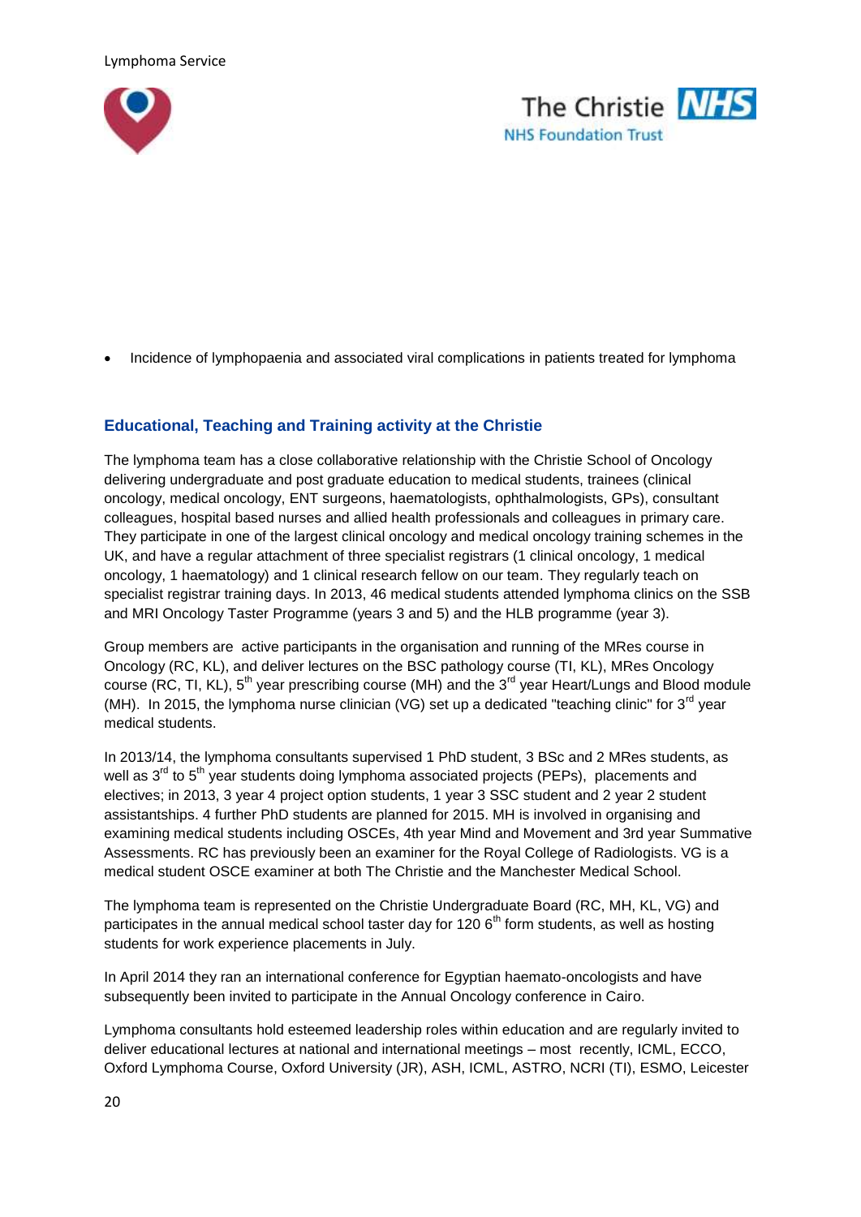- Incidence of lymphopaenia and associated viral complications in patients treated for lymphoma

### Educational, Teaching and Training activity at the Christie

The lymphoma team has a close collaborative relationship with the Christie School of Oncology delivering undergraduate and post graduate education to medical students, trainees (clinical oncology, medical oncology, ENT surgeons, haematologists, ophthalmologists, GPs), consultant colleagues, hospital based nurses and allied health professionals and colleagues in primary care. They participate in one of the largest clinical oncology and medical oncology training schemes in the UK, and have a regular attachment of three specialist registrars (1 clinical oncology, 1 medical oncology, 1 haematology) and 1 clinical research fellow on our team. They regularly teach on specialist registrar training days. In 2013, 46 medical students attended lymphoma clinics on the SSB and MRI Oncology Taster Programme (years 3 and 5) and the HLB programme (year 3).

Group members are active participants in the organisation and running of the MRes course in Oncology (RC, KL), and deliver lectures on the BSC pathology course (TI, KL), MRes Oncology course (RC, TI, KL), 5th year prescribing course (MH) and the 3rd year Heart/Lungs and Blood module (MH). In 2015, the lymphoma nurse clinician (VG) set up a dedicated "teaching clinic" for 3rd year medical students.

In 2013/14, the lymphoma consultants supervised 1 PhD student, 3 BSc and 2 MRes students, as well as 3rd to 5th year students doing lymphoma associated projects (PEPs), placements and electives; in 2013, 3 year 4 project option students, 1 year 3 SSC student and 2 year 2 student assistantships. 4 further PhD students are planned for 2015. MH is involved in organising and examining medical students including OSCEs, 4th year Mind and Movement and 3rd year Summative Assessments. RC has previously been an examiner for the Royal College of Radiologists. VG is a medical student OSCE examiner at both The Christie and the Manchester Medical School.

The lymphoma team is represented on the Christie Undergraduate Board (RC, MH, KL, VG) and participates in the annual medical school taster day for 120 6th form students, as well as hosting students for work experience placements in July.

In April 2014 they ran an international conference for Egyptian haemato-oncologists and have subsequently been invited to participate in the Annual Oncology conference in Cairo.

Lymphoma consultants hold esteemed leadership roles within education and are regularly invited to deliver educational lectures at national and international meetings – most recently, ICML, ECCO, Oxford Lymphoma Course, Oxford University (JR), ASH, ICML, ASTRO, NCRI (TI), ESMO, Leicester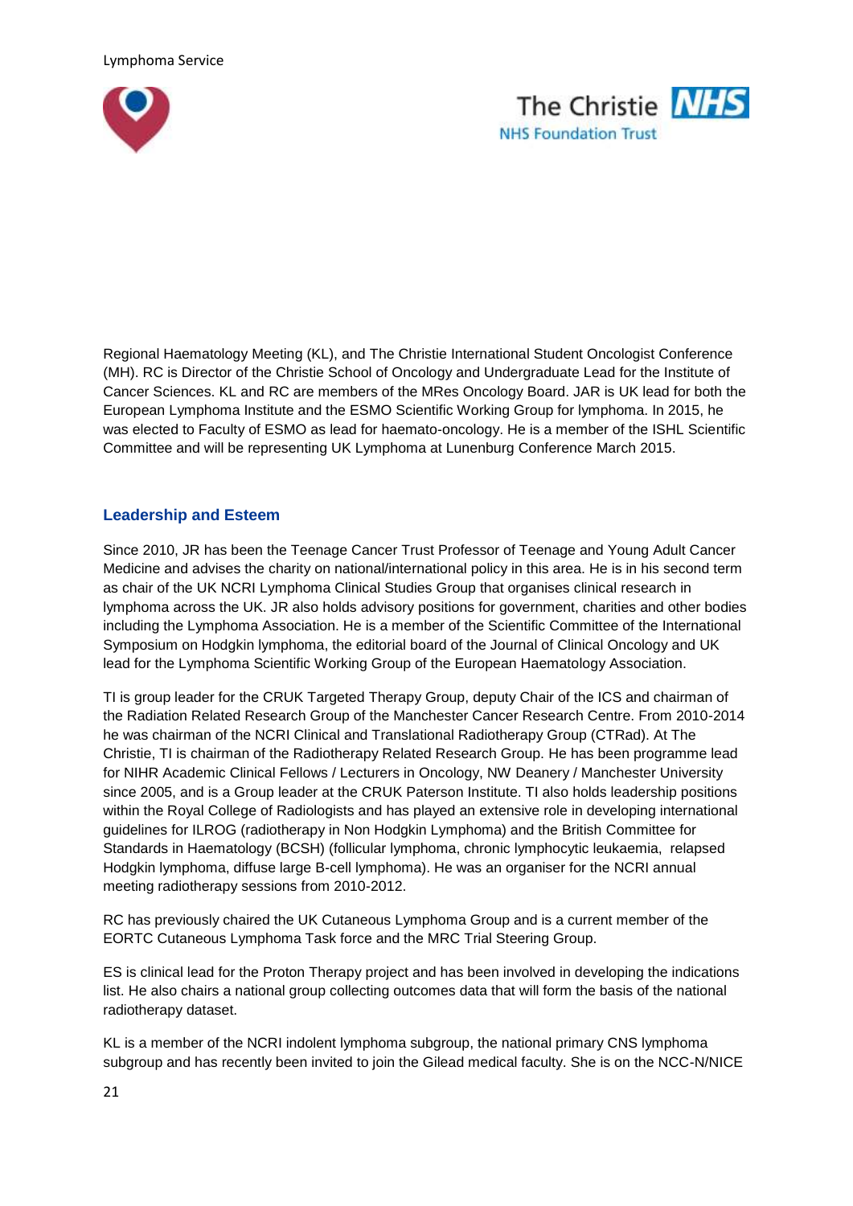Regional Haematology Meeting (KL), and The Christie International Student Oncologist Conference (MH). RC is Director of the Christie School of Oncology and Undergraduate Lead for the Institute of Cancer Sciences. KL and RC are members of the MRes Oncology Board. JAR is UK lead for both the European Lymphoma Institute and the ESMO Scientific Working Group for lymphoma. In 2015, he was elected to Faculty of ESMO as lead for haemato-oncology. He is a member of the ISHL Scientific Committee and will be representing UK Lymphoma at Lunenburg Conference March 2015.

### Leadership and Esteem

Since 2010, JR has been the Teenage Cancer Trust Professor of Teenage and Young Adult Cancer Medicine and advises the charity on national/international policy in this area. He is in his second term as chair of the UK NCRI Lymphoma Clinical Studies Group that organises clinical research in lymphoma across the UK. JR also holds advisory positions for government, charities and other bodies including the Lymphoma Association. He is a member of the Scientific Committee of the International Symposium on Hodgkin lymphoma, the editorial board of the Journal of Clinical Oncology and UK lead for the Lymphoma Scientific Working Group of the European Haematology Association.

TI is group leader for the CRUK Targeted Therapy Group, deputy Chair of the ICS and chairman of the Radiation Related Research Group of the Manchester Cancer Research Centre. From 2010-2014 he was chairman of the NCRI Clinical and Translational Radiotherapy Group (CTRad). At The Christie, TI is chairman of the Radiotherapy Related Research Group. He has been programme lead for NIHR Academic Clinical Fellows / Lecturers in Oncology, NW Deanery / Manchester University since 2005, and is a Group leader at the CRUK Paterson Institute. TI also holds leadership positions within the Royal College of Radiologists and has played an extensive role in developing international guidelines for ILROG (radiotherapy in Non Hodgkin Lymphoma) and the British Committee for Standards in Haematology (BCSH) (follicular lymphoma, chronic lymphocytic leukaemia, relapsed Hodgkin lymphoma, diffuse large B-cell lymphoma). He was an organiser for the NCRI annual meeting radiotherapy sessions from 2010-2012.

RC has previously chaired the UK Cutaneous Lymphoma Group and is a current member of the EORTC Cutaneous Lymphoma Task force and the MRC Trial Steering Group.

ES is clinical lead for the Proton Therapy project and has been involved in developing the indications list. He also chairs a national group collecting outcomes data that will form the basis of the national radiotherapy dataset.

KL is a member of the NCRI indolent lymphoma subgroup, the national primary CNS lymphoma subgroup and has recently been invited to join the Gilead medical faculty. She is on the NCC-N/NICE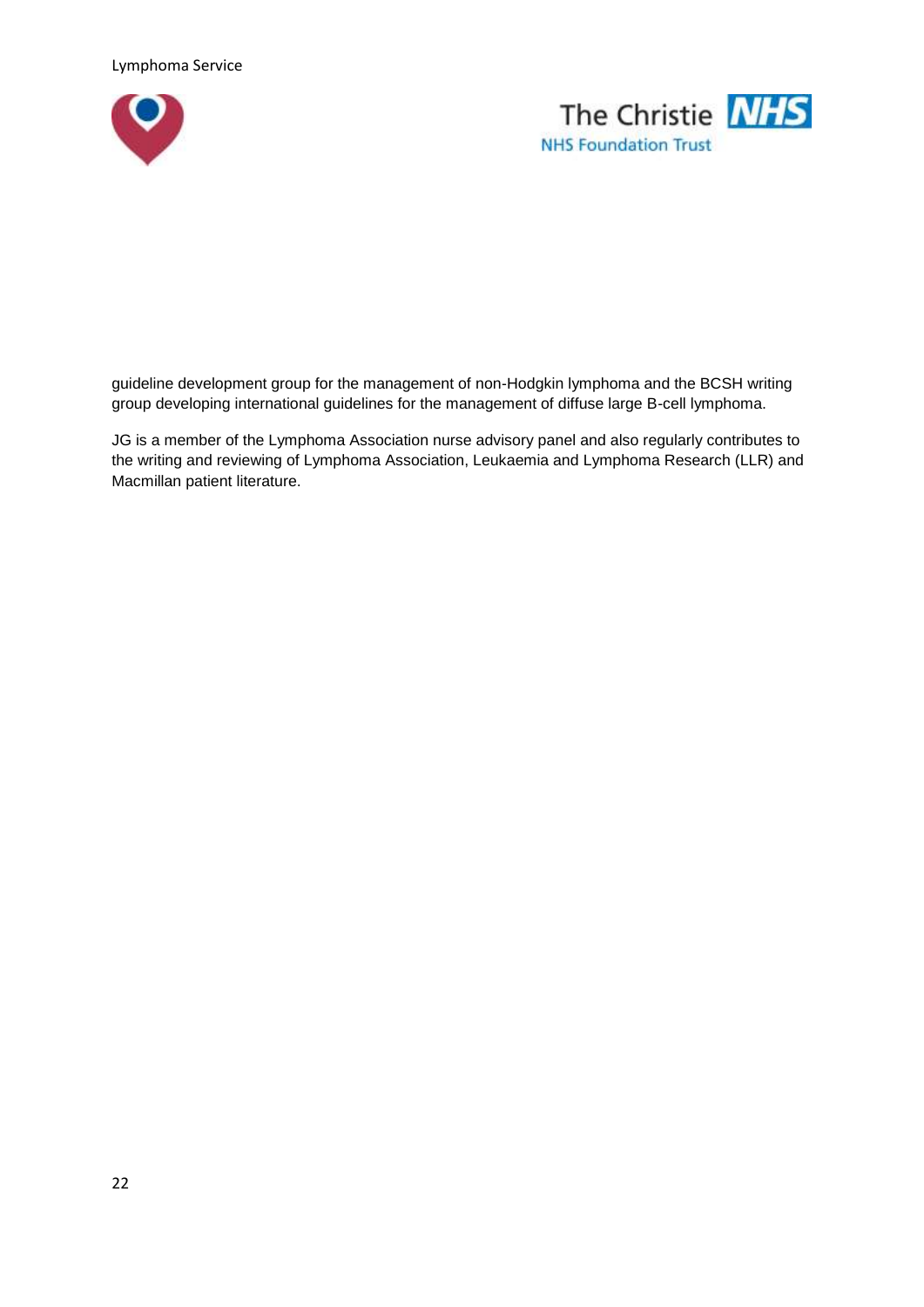guideline development group for the management of non-Hodgkin lymphoma and the BCSH writing group developing international guidelines for the management of diffuse large B-cell lymphoma.

JG is a member of the Lymphoma Association nurse advisory panel and also regularly contributes to the writing and reviewing of Lymphoma Association, Leukaemia and Lymphoma Research (LLR) and Macmillan patient literature.